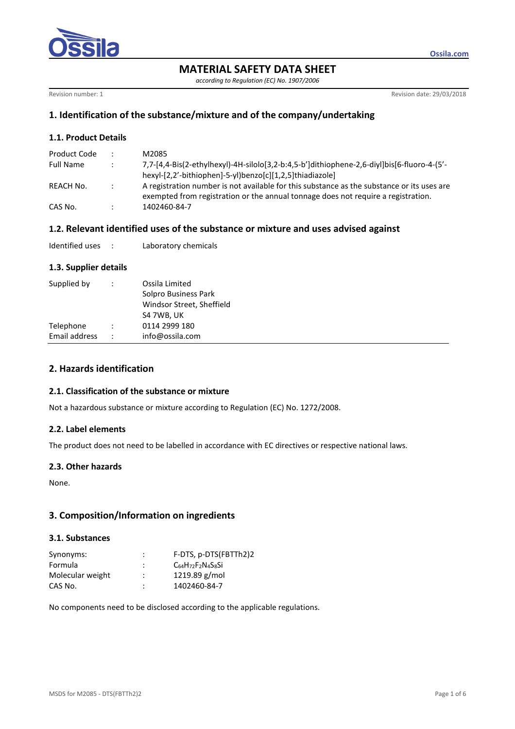# MATERIAL SAFETY DATA SHEET

*according to Regulation (EC) No. 1907/2006*

Revision number: 1 | Revision date: 29/03/2018

## 1. Identification of the substance/mixture and of the company/undertaking

### 1.1. Product Details

| | | |
|---|---|---|
| Product Code | : | M2085 |
| Full Name | : | 7,7-[4,4-Bis(2-ethylhexyl)-4H-silolo[3,2-b:4,5-b']dithiophene-2,6-diyl]bis[6-fluoro-4-(5'-hexyl-[2,2'-bithiophen]-5-yl)benzo[c][1,2,5]thiadiazole] |
| REACH No. | : | A registration number is not available for this substance as the substance or its uses are exempted from registration or the annual tonnage does not require a registration. |
| CAS No. | : | 1402460-84-7 |

### 1.2. Relevant identified uses of the substance or mixture and uses advised against

| | | |
|---|---|---|
| Identified uses | : | Laboratory chemicals |

### 1.3. Supplier details

| | | |
|---|---|---|
| Supplied by | : | Ossila Limited<br>Solpro Business Park<br>Windsor Street, Sheffield<br>S4 7WB, UK |
| Telephone | : | 0114 2999 180 |
| Email address | : | info@ossila.com |

## 2. Hazards identification

### 2.1. Classification of the substance or mixture

Not a hazardous substance or mixture according to Regulation (EC) No. 1272/2008.

### 2.2. Label elements

The product does not need to be labelled in accordance with EC directives or respective national laws.

### 2.3. Other hazards

None.

## 3. Composition/Information on ingredients

### 3.1. Substances

| | | |
|---|---|---|
| Synonyms: | : | F-DTS, p-DTS(FBTTh2)2 |
| Formula | : | $C_{64}H_{72}F_2N_4S_8Si$ |
| Molecular weight | : | 1219.89 g/mol |
| CAS No. | : | 1402460-84-7 |

No components need to be disclosed according to the applicable regulations.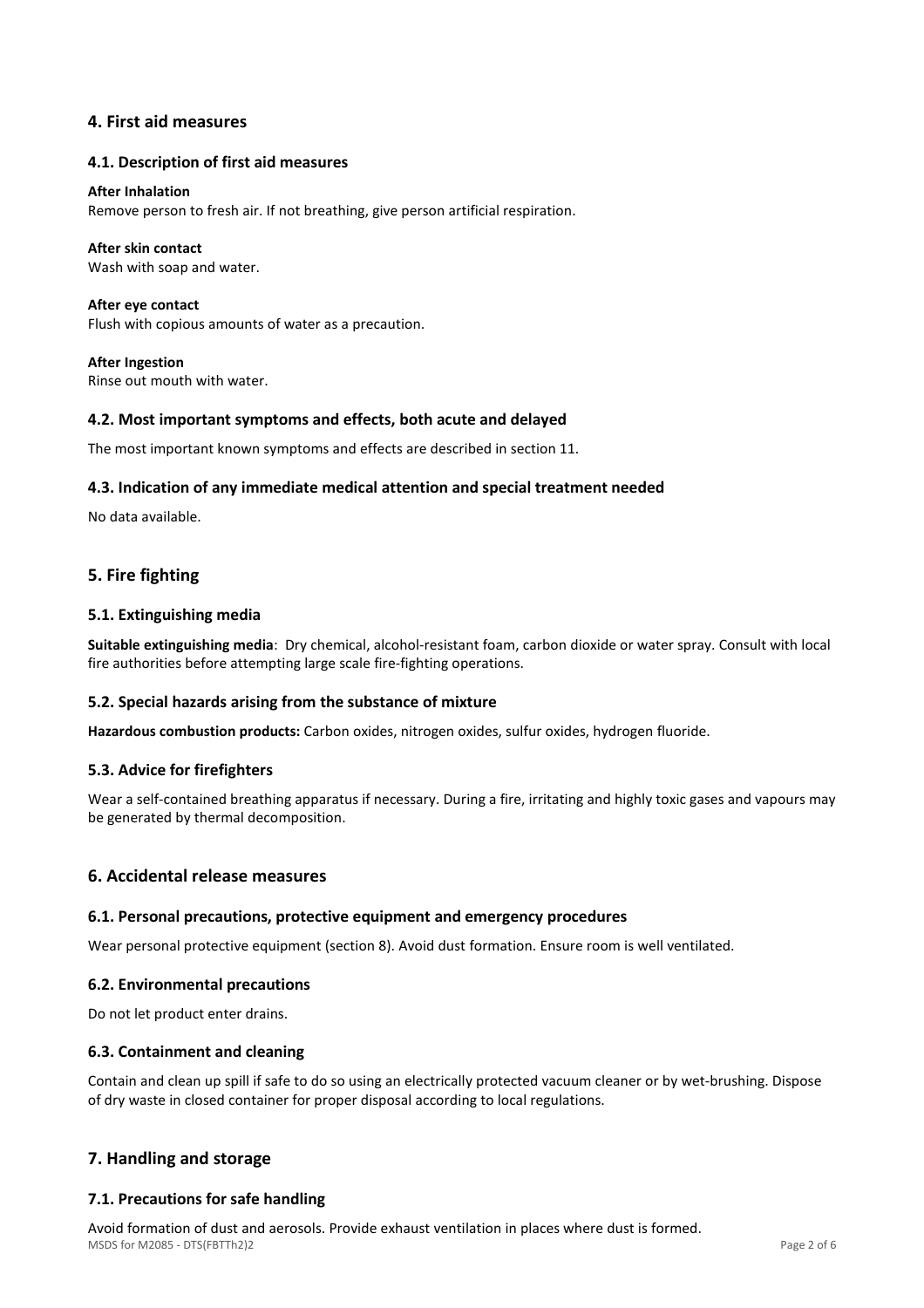## 4. First aid measures

### 4.1. Description of first aid measures

**After Inhalation**
Remove person to fresh air. If not breathing, give person artificial respiration.

**After skin contact**
Wash with soap and water.

**After eye contact**
Flush with copious amounts of water as a precaution.

**After Ingestion**
Rinse out mouth with water.

### 4.2. Most important symptoms and effects, both acute and delayed

The most important known symptoms and effects are described in section 11.

### 4.3. Indication of any immediate medical attention and special treatment needed

No data available.

## 5. Fire fighting

### 5.1. Extinguishing media

**Suitable extinguishing media**: Dry chemical, alcohol-resistant foam, carbon dioxide or water spray. Consult with local fire authorities before attempting large scale fire-fighting operations.

### 5.2. Special hazards arising from the substance of mixture

**Hazardous combustion products:** Carbon oxides, nitrogen oxides, sulfur oxides, hydrogen fluoride.

### 5.3. Advice for firefighters

Wear a self-contained breathing apparatus if necessary. During a fire, irritating and highly toxic gases and vapours may be generated by thermal decomposition.

## 6. Accidental release measures

### 6.1. Personal precautions, protective equipment and emergency procedures

Wear personal protective equipment (section 8). Avoid dust formation. Ensure room is well ventilated.

### 6.2. Environmental precautions

Do not let product enter drains.

### 6.3. Containment and cleaning

Contain and clean up spill if safe to do so using an electrically protected vacuum cleaner or by wet-brushing. Dispose of dry waste in closed container for proper disposal according to local regulations.

## 7. Handling and storage

### 7.1. Precautions for safe handling

Avoid formation of dust and aerosols. Provide exhaust ventilation in places where dust is formed.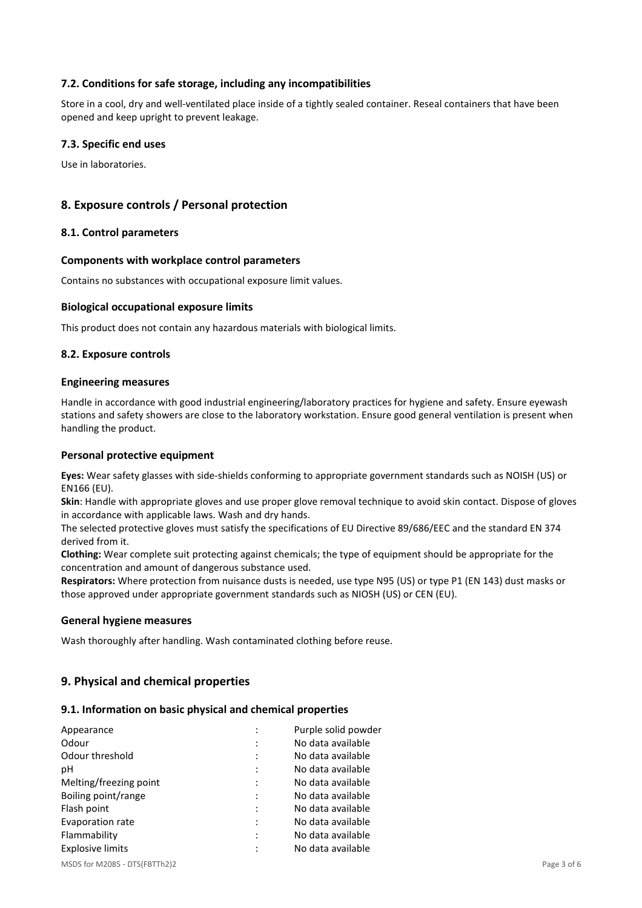### 7.2. Conditions for safe storage, including any incompatibilities

Store in a cool, dry and well-ventilated place inside of a tightly sealed container. Reseal containers that have been opened and keep upright to prevent leakage.

### 7.3. Specific end uses

Use in laboratories.

## 8. Exposure controls / Personal protection

### 8.1. Control parameters

#### Components with workplace control parameters

Contains no substances with occupational exposure limit values.

#### Biological occupational exposure limits

This product does not contain any hazardous materials with biological limits.

### 8.2. Exposure controls

#### Engineering measures

Handle in accordance with good industrial engineering/laboratory practices for hygiene and safety. Ensure eyewash stations and safety showers are close to the laboratory workstation. Ensure good general ventilation is present when handling the product.

#### Personal protective equipment

**Eyes:** Wear safety glasses with side-shields conforming to appropriate government standards such as NOISH (US) or EN166 (EU).

**Skin**: Handle with appropriate gloves and use proper glove removal technique to avoid skin contact. Dispose of gloves in accordance with applicable laws. Wash and dry hands.

The selected protective gloves must satisfy the specifications of EU Directive 89/686/EEC and the standard EN 374 derived from it.

**Clothing:** Wear complete suit protecting against chemicals; the type of equipment should be appropriate for the concentration and amount of dangerous substance used.

**Respirators:** Where protection from nuisance dusts is needed, use type N95 (US) or type P1 (EN 143) dust masks or those approved under appropriate government standards such as NIOSH (US) or CEN (EU).

#### General hygiene measures

Wash thoroughly after handling. Wash contaminated clothing before reuse.

## 9. Physical and chemical properties

### 9.1. Information on basic physical and chemical properties

| | | |
|---|---|---|
| Appearance | : | Purple solid powder |
| Odour | : | No data available |
| Odour threshold | : | No data available |
| pH | : | No data available |
| Melting/freezing point | : | No data available |
| Boiling point/range | : | No data available |
| Flash point | : | No data available |
| Evaporation rate | : | No data available |
| Flammability | : | No data available |
| Explosive limits | : | No data available |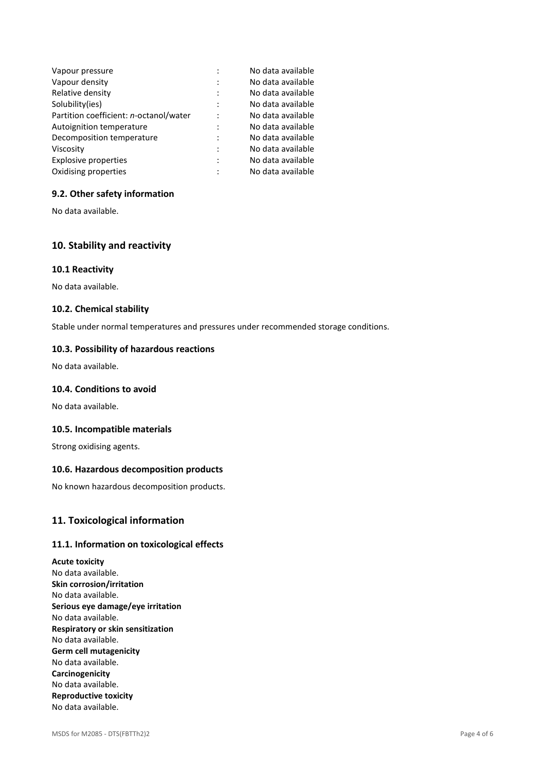| | | |
|---|---|---|
| Vapour pressure | : | No data available |
| Vapour density | : | No data available |
| Relative density | : | No data available |
| Solubility(ies) | : | No data available |
| Partition coefficient: *n*-octanol/water | : | No data available |
| Autoignition temperature | : | No data available |
| Decomposition temperature | : | No data available |
| Viscosity | : | No data available |
| Explosive properties | : | No data available |
| Oxidising properties | : | No data available |

### 9.2. Other safety information

No data available.

## 10. Stability and reactivity

### 10.1 Reactivity

No data available.

### 10.2. Chemical stability

Stable under normal temperatures and pressures under recommended storage conditions.

### 10.3. Possibility of hazardous reactions

No data available.

### 10.4. Conditions to avoid

No data available.

### 10.5. Incompatible materials

Strong oxidising agents.

### 10.6. Hazardous decomposition products

No known hazardous decomposition products.

## 11. Toxicological information

### 11.1. Information on toxicological effects

**Acute toxicity**
No data available.
**Skin corrosion/irritation**
No data available.
**Serious eye damage/eye irritation**
No data available.
**Respiratory or skin sensitization**
No data available.
**Germ cell mutagenicity**
No data available.
**Carcinogenicity**
No data available.
**Reproductive toxicity**
No data available.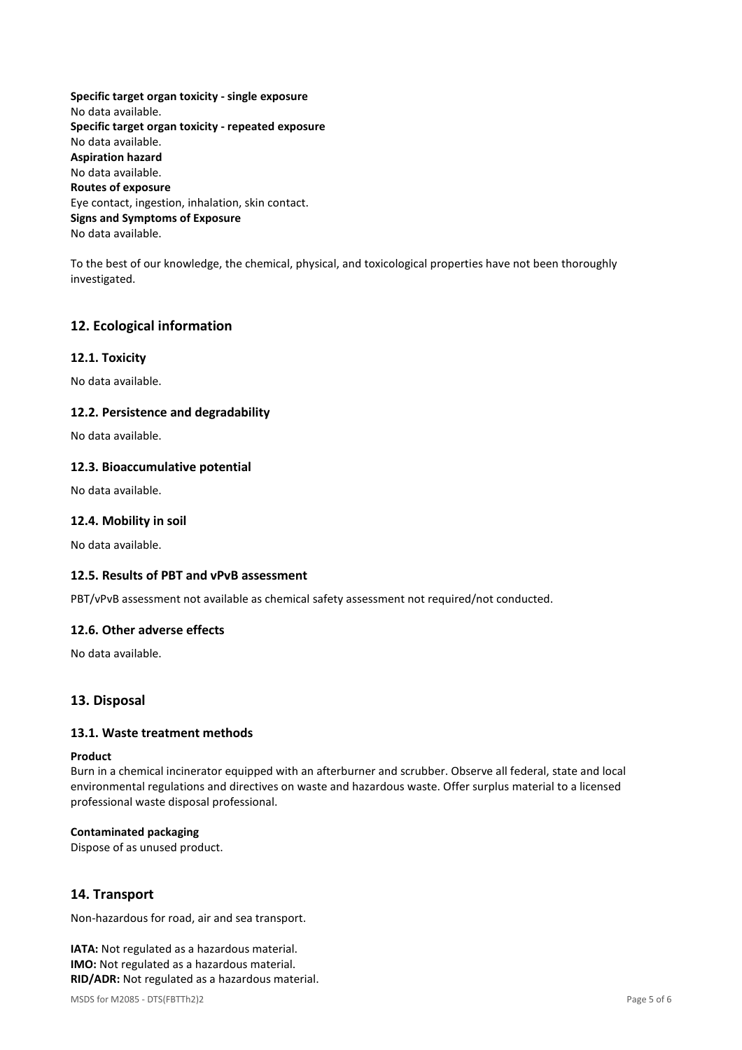**Specific target organ toxicity - single exposure**
No data available.
**Specific target organ toxicity - repeated exposure**
No data available.
**Aspiration hazard**
No data available.
**Routes of exposure**
Eye contact, ingestion, inhalation, skin contact.
**Signs and Symptoms of Exposure**
No data available.

To the best of our knowledge, the chemical, physical, and toxicological properties have not been thoroughly investigated.

## 12. Ecological information

### 12.1. Toxicity

No data available.

### 12.2. Persistence and degradability

No data available.

### 12.3. Bioaccumulative potential

No data available.

### 12.4. Mobility in soil

No data available.

### 12.5. Results of PBT and vPvB assessment

PBT/vPvB assessment not available as chemical safety assessment not required/not conducted.

### 12.6. Other adverse effects

No data available.

## 13. Disposal

### 13.1. Waste treatment methods

**Product**
Burn in a chemical incinerator equipped with an afterburner and scrubber. Observe all federal, state and local environmental regulations and directives on waste and hazardous waste. Offer surplus material to a licensed professional waste disposal professional.

**Contaminated packaging**
Dispose of as unused product.

## 14. Transport

Non-hazardous for road, air and sea transport.

**IATA:** Not regulated as a hazardous material.
**IMO:** Not regulated as a hazardous material.
**RID/ADR:** Not regulated as a hazardous material.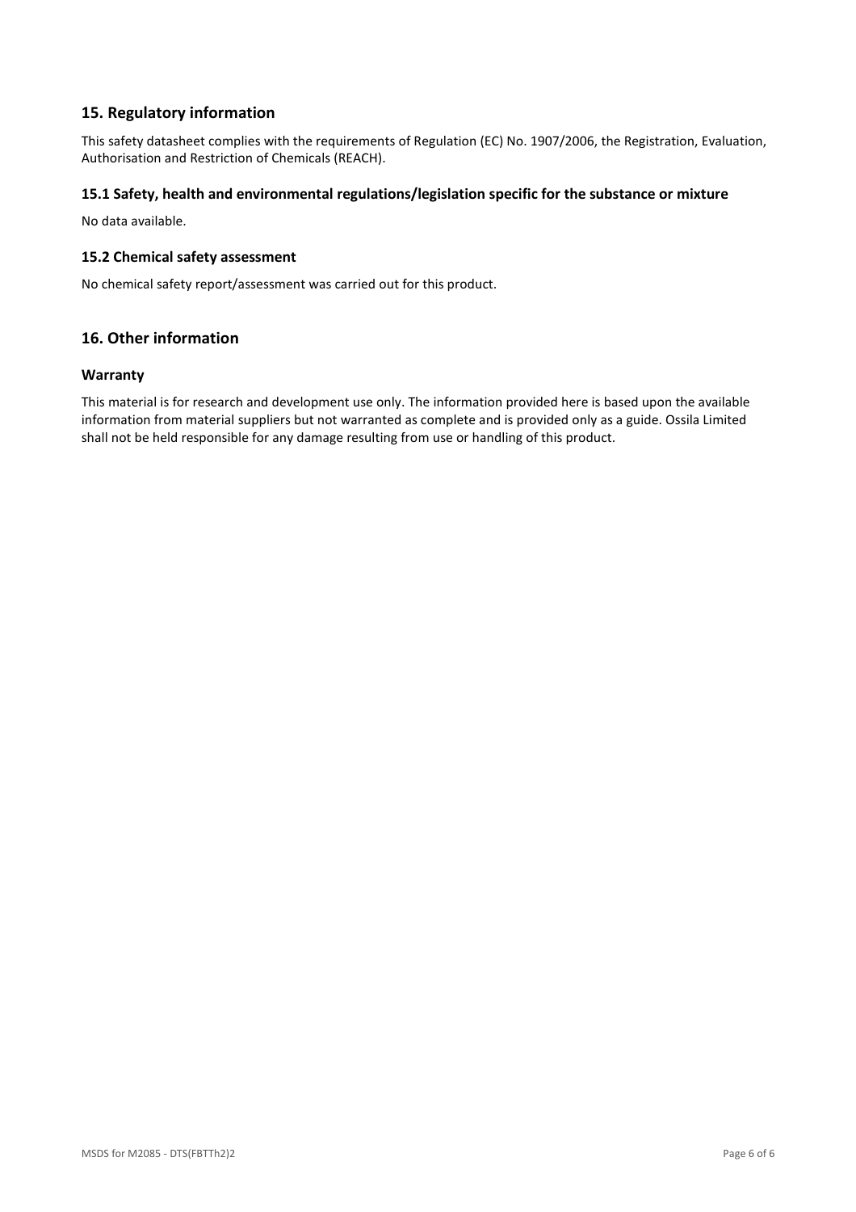## 15. Regulatory information

This safety datasheet complies with the requirements of Regulation (EC) No. 1907/2006, the Registration, Evaluation, Authorisation and Restriction of Chemicals (REACH).

### 15.1 Safety, health and environmental regulations/legislation specific for the substance or mixture

No data available.

### 15.2 Chemical safety assessment

No chemical safety report/assessment was carried out for this product.

## 16. Other information

### Warranty

This material is for research and development use only. The information provided here is based upon the available information from material suppliers but not warranted as complete and is provided only as a guide. Ossila Limited shall not be held responsible for any damage resulting from use or handling of this product.